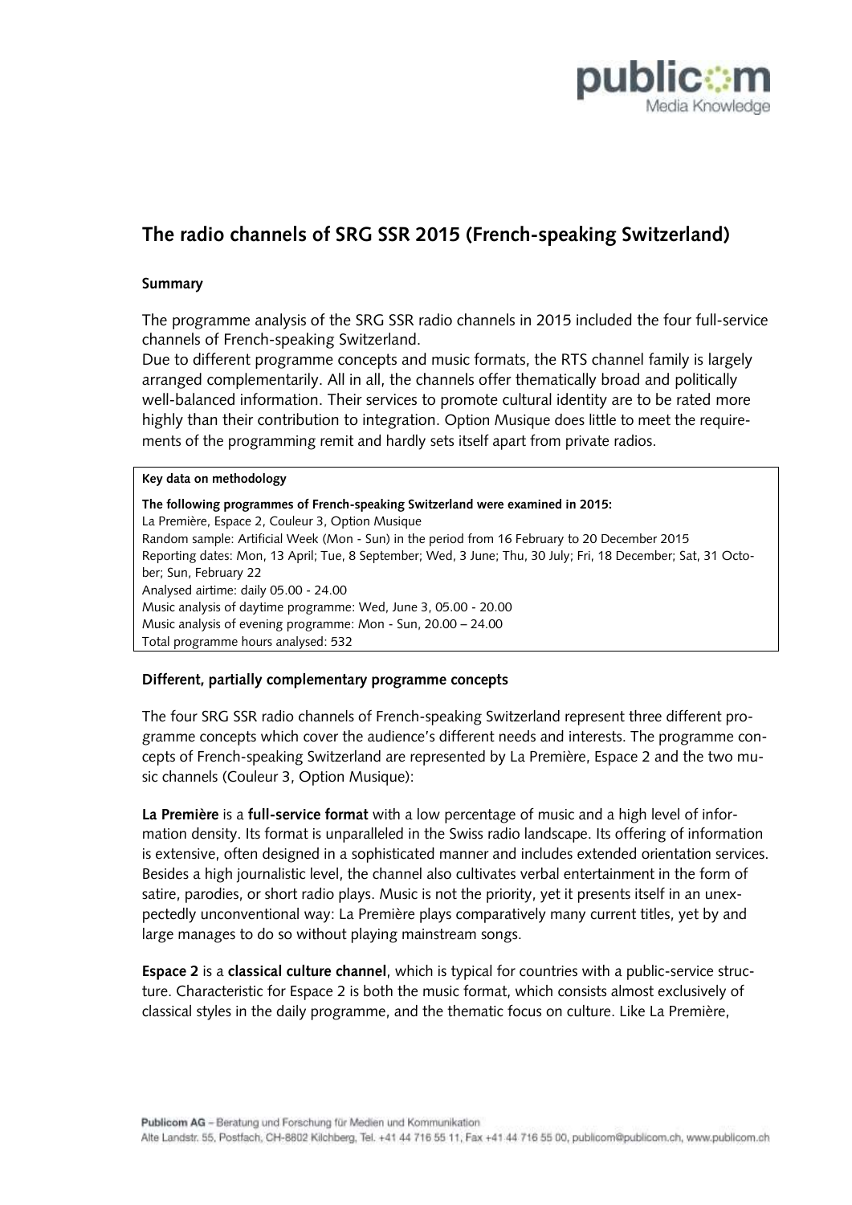# The radio channels of SRG SSR 2015 (French-speaking Switzerland)

### Summary

The programme analysis of the SRG SSR radio channels in 2015 included the four full-service channels of French-speaking Switzerland.
Due to different programme concepts and music formats, the RTS channel family is largely arranged complementarily. All in all, the channels offer thematically broad and politically well-balanced information. Their services to promote cultural identity are to be rated more highly than their contribution to integration. Option Musique does little to meet the requirements of the programming remit and hardly sets itself apart from private radios.

| **Key data on methodology** |
|---|
| **The following programmes of French-speaking Switzerland were examined in 2015:**<br>La Première, Espace 2, Couleur 3, Option Musique<br>Random sample: Artificial Week (Mon - Sun) in the period from 16 February to 20 December 2015<br>Reporting dates: Mon, 13 April; Tue, 8 September; Wed, 3 June; Thu, 30 July; Fri, 18 December; Sat, 31 October; Sun, February 22<br>Analysed airtime: daily 05.00 - 24.00<br>Music analysis of daytime programme: Wed, June 3, 05.00 - 20.00<br>Music analysis of evening programme: Mon - Sun, 20.00 – 24.00<br>Total programme hours analysed: 532 |

### Different, partially complementary programme concepts

The four SRG SSR radio channels of French-speaking Switzerland represent three different programme concepts which cover the audience's different needs and interests. The programme concepts of French-speaking Switzerland are represented by La Première, Espace 2 and the two music channels (Couleur 3, Option Musique):

**La Première** is a **full-service format** with a low percentage of music and a high level of information density. Its format is unparalleled in the Swiss radio landscape. Its offering of information is extensive, often designed in a sophisticated manner and includes extended orientation services. Besides a high journalistic level, the channel also cultivates verbal entertainment in the form of satire, parodies, or short radio plays. Music is not the priority, yet it presents itself in an unexpectedly unconventional way: La Première plays comparatively many current titles, yet by and large manages to do so without playing mainstream songs.

**Espace 2** is a **classical culture channel**, which is typical for countries with a public-service structure. Characteristic for Espace 2 is both the music format, which consists almost exclusively of classical styles in the daily programme, and the thematic focus on culture. Like La Première,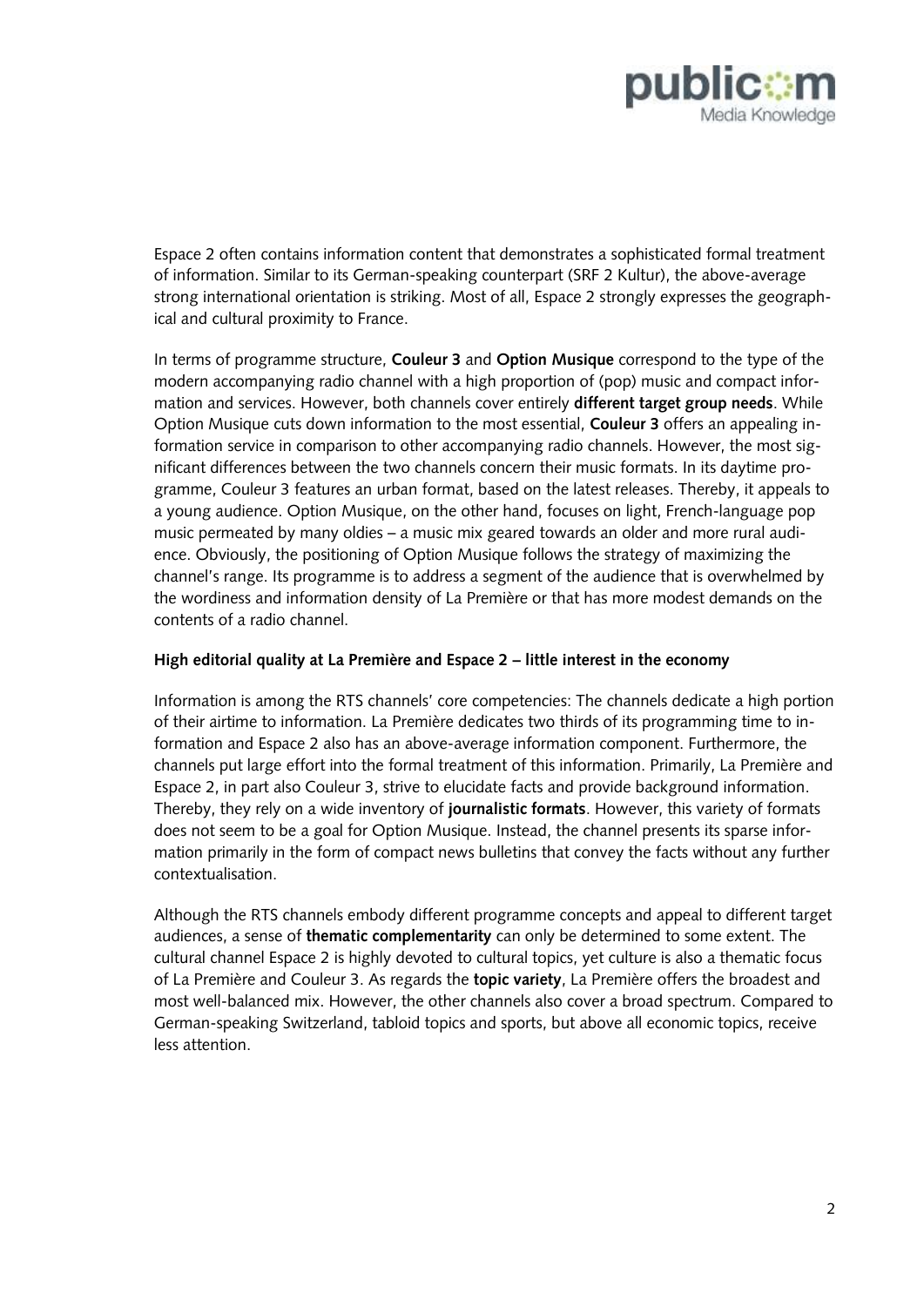Espace 2 often contains information content that demonstrates a sophisticated formal treatment of information. Similar to its German-speaking counterpart (SRF 2 Kultur), the above-average strong international orientation is striking. Most of all, Espace 2 strongly expresses the geographical and cultural proximity to France.

In terms of programme structure, **Couleur 3** and **Option Musique** correspond to the type of the modern accompanying radio channel with a high proportion of (pop) music and compact information and services. However, both channels cover entirely **different target group needs**. While Option Musique cuts down information to the most essential, **Couleur 3** offers an appealing information service in comparison to other accompanying radio channels. However, the most significant differences between the two channels concern their music formats. In its daytime programme, Couleur 3 features an urban format, based on the latest releases. Thereby, it appeals to a young audience. Option Musique, on the other hand, focuses on light, French-language pop music permeated by many oldies – a music mix geared towards an older and more rural audience. Obviously, the positioning of Option Musique follows the strategy of maximizing the channel's range. Its programme is to address a segment of the audience that is overwhelmed by the wordiness and information density of La Première or that has more modest demands on the contents of a radio channel.

**High editorial quality at La Première and Espace 2 – little interest in the economy**

Information is among the RTS channels' core competencies: The channels dedicate a high portion of their airtime to information. La Première dedicates two thirds of its programming time to information and Espace 2 also has an above-average information component. Furthermore, the channels put large effort into the formal treatment of this information. Primarily, La Première and Espace 2, in part also Couleur 3, strive to elucidate facts and provide background information. Thereby, they rely on a wide inventory of **journalistic formats**. However, this variety of formats does not seem to be a goal for Option Musique. Instead, the channel presents its sparse information primarily in the form of compact news bulletins that convey the facts without any further contextualisation.

Although the RTS channels embody different programme concepts and appeal to different target audiences, a sense of **thematic complementarity** can only be determined to some extent. The cultural channel Espace 2 is highly devoted to cultural topics, yet culture is also a thematic focus of La Première and Couleur 3. As regards the **topic variety**, La Première offers the broadest and most well-balanced mix. However, the other channels also cover a broad spectrum. Compared to German-speaking Switzerland, tabloid topics and sports, but above all economic topics, receive less attention.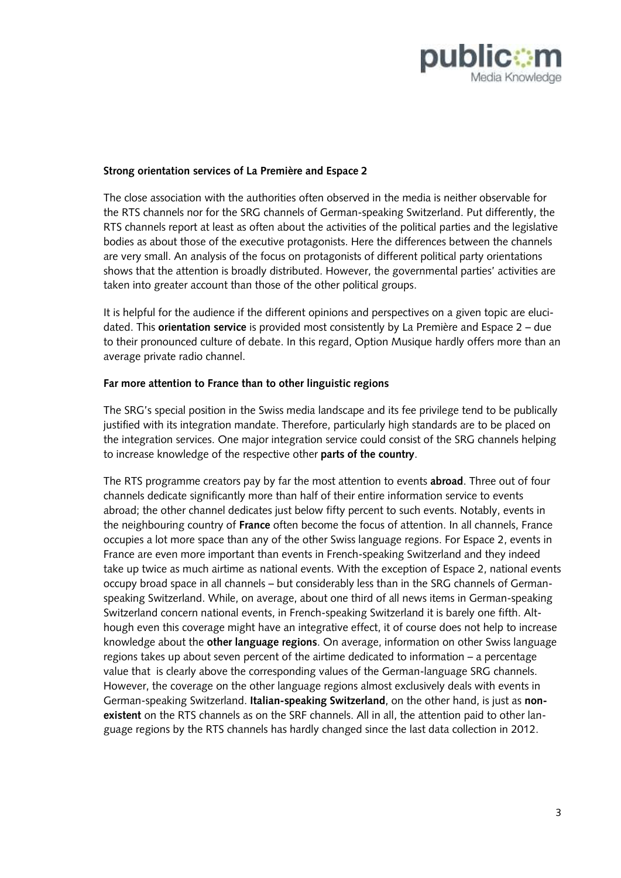### Strong orientation services of La Première and Espace 2

The close association with the authorities often observed in the media is neither observable for the RTS channels nor for the SRG channels of German-speaking Switzerland. Put differently, the RTS channels report at least as often about the activities of the political parties and the legislative bodies as about those of the executive protagonists. Here the differences between the channels are very small. An analysis of the focus on protagonists of different political party orientations shows that the attention is broadly distributed. However, the governmental parties' activities are taken into greater account than those of the other political groups.

It is helpful for the audience if the different opinions and perspectives on a given topic are elucidated. This **orientation service** is provided most consistently by La Première and Espace 2 – due to their pronounced culture of debate. In this regard, Option Musique hardly offers more than an average private radio channel.

### Far more attention to France than to other linguistic regions

The SRG's special position in the Swiss media landscape and its fee privilege tend to be publically justified with its integration mandate. Therefore, particularly high standards are to be placed on the integration services. One major integration service could consist of the SRG channels helping to increase knowledge of the respective other **parts of the country**.

The RTS programme creators pay by far the most attention to events **abroad**. Three out of four channels dedicate significantly more than half of their entire information service to events abroad; the other channel dedicates just below fifty percent to such events. Notably, events in the neighbouring country of **France** often become the focus of attention. In all channels, France occupies a lot more space than any of the other Swiss language regions. For Espace 2, events in France are even more important than events in French-speaking Switzerland and they indeed take up twice as much airtime as national events. With the exception of Espace 2, national events occupy broad space in all channels – but considerably less than in the SRG channels of German-speaking Switzerland. While, on average, about one third of all news items in German-speaking Switzerland concern national events, in French-speaking Switzerland it is barely one fifth. Although even this coverage might have an integrative effect, it of course does not help to increase knowledge about the **other language regions**. On average, information on other Swiss language regions takes up about seven percent of the airtime dedicated to information – a percentage value that is clearly above the corresponding values of the German-language SRG channels. However, the coverage on the other language regions almost exclusively deals with events in German-speaking Switzerland. **Italian-speaking Switzerland**, on the other hand, is just as **non-existent** on the RTS channels as on the SRF channels. All in all, the attention paid to other language regions by the RTS channels has hardly changed since the last data collection in 2012.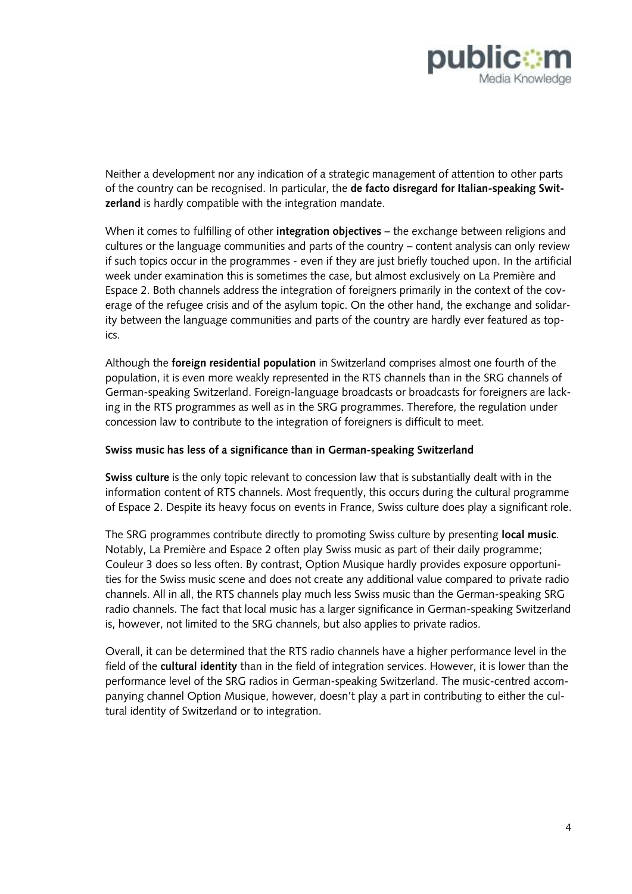Neither a development nor any indication of a strategic management of attention to other parts of the country can be recognised. In particular, the **de facto disregard for Italian-speaking Switzerland** is hardly compatible with the integration mandate.

When it comes to fulfilling of other **integration objectives** – the exchange between religions and cultures or the language communities and parts of the country – content analysis can only review if such topics occur in the programmes - even if they are just briefly touched upon. In the artificial week under examination this is sometimes the case, but almost exclusively on La Première and Espace 2. Both channels address the integration of foreigners primarily in the context of the coverage of the refugee crisis and of the asylum topic. On the other hand, the exchange and solidarity between the language communities and parts of the country are hardly ever featured as topics.

Although the **foreign residential population** in Switzerland comprises almost one fourth of the population, it is even more weakly represented in the RTS channels than in the SRG channels of German-speaking Switzerland. Foreign-language broadcasts or broadcasts for foreigners are lacking in the RTS programmes as well as in the SRG programmes. Therefore, the regulation under concession law to contribute to the integration of foreigners is difficult to meet.

**Swiss music has less of a significance than in German-speaking Switzerland**

**Swiss culture** is the only topic relevant to concession law that is substantially dealt with in the information content of RTS channels. Most frequently, this occurs during the cultural programme of Espace 2. Despite its heavy focus on events in France, Swiss culture does play a significant role.

The SRG programmes contribute directly to promoting Swiss culture by presenting **local music**. Notably, La Première and Espace 2 often play Swiss music as part of their daily programme; Couleur 3 does so less often. By contrast, Option Musique hardly provides exposure opportunities for the Swiss music scene and does not create any additional value compared to private radio channels. All in all, the RTS channels play much less Swiss music than the German-speaking SRG radio channels. The fact that local music has a larger significance in German-speaking Switzerland is, however, not limited to the SRG channels, but also applies to private radios.

Overall, it can be determined that the RTS radio channels have a higher performance level in the field of the **cultural identity** than in the field of integration services. However, it is lower than the performance level of the SRG radios in German-speaking Switzerland. The music-centred accompanying channel Option Musique, however, doesn't play a part in contributing to either the cultural identity of Switzerland or to integration.